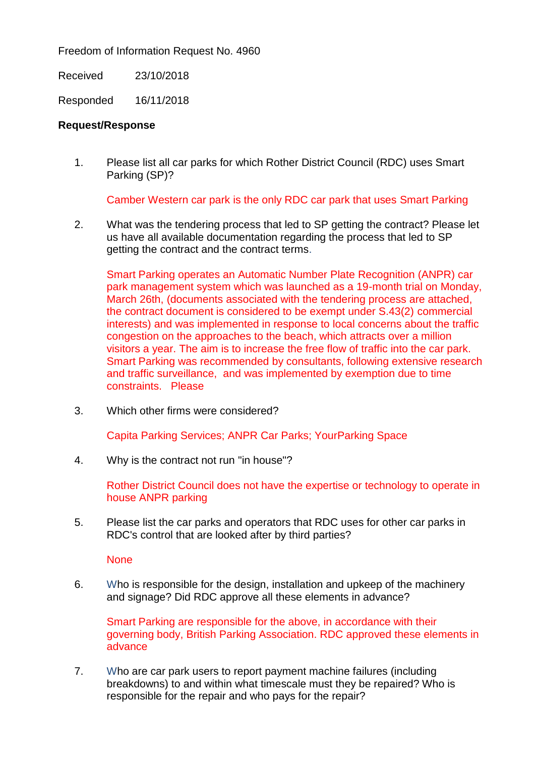Freedom of Information Request No. 4960

Received 23/10/2018

Responded 16/11/2018

**Request/Response**

1. Please list all car parks for which Rother District Council (RDC) uses Smart Parking (SP)?

   Camber Western car park is the only RDC car park that uses Smart Parking

2. What was the tendering process that led to SP getting the contract? Please let us have all available documentation regarding the process that led to SP getting the contract and the contract terms.

   Smart Parking operates an Automatic Number Plate Recognition (ANPR) car park management system which was launched as a 19-month trial on Monday, March 26th, (documents associated with the tendering process are attached, the contract document is considered to be exempt under S.43(2) commercial interests) and was implemented in response to local concerns about the traffic congestion on the approaches to the beach, which attracts over a million visitors a year. The aim is to increase the free flow of traffic into the car park. Smart Parking was recommended by consultants, following extensive research and traffic surveillance, and was implemented by exemption due to time constraints. Please

3. Which other firms were considered?

   Capita Parking Services; ANPR Car Parks; YourParking Space

4. Why is the contract not run "in house"?

   Rother District Council does not have the expertise or technology to operate in house ANPR parking

5. Please list the car parks and operators that RDC uses for other car parks in RDC's control that are looked after by third parties?

   None

6. Who is responsible for the design, installation and upkeep of the machinery and signage? Did RDC approve all these elements in advance?

   Smart Parking are responsible for the above, in accordance with their governing body, British Parking Association. RDC approved these elements in advance

7. Who are car park users to report payment machine failures (including breakdowns) to and within what timescale must they be repaired? Who is responsible for the repair and who pays for the repair?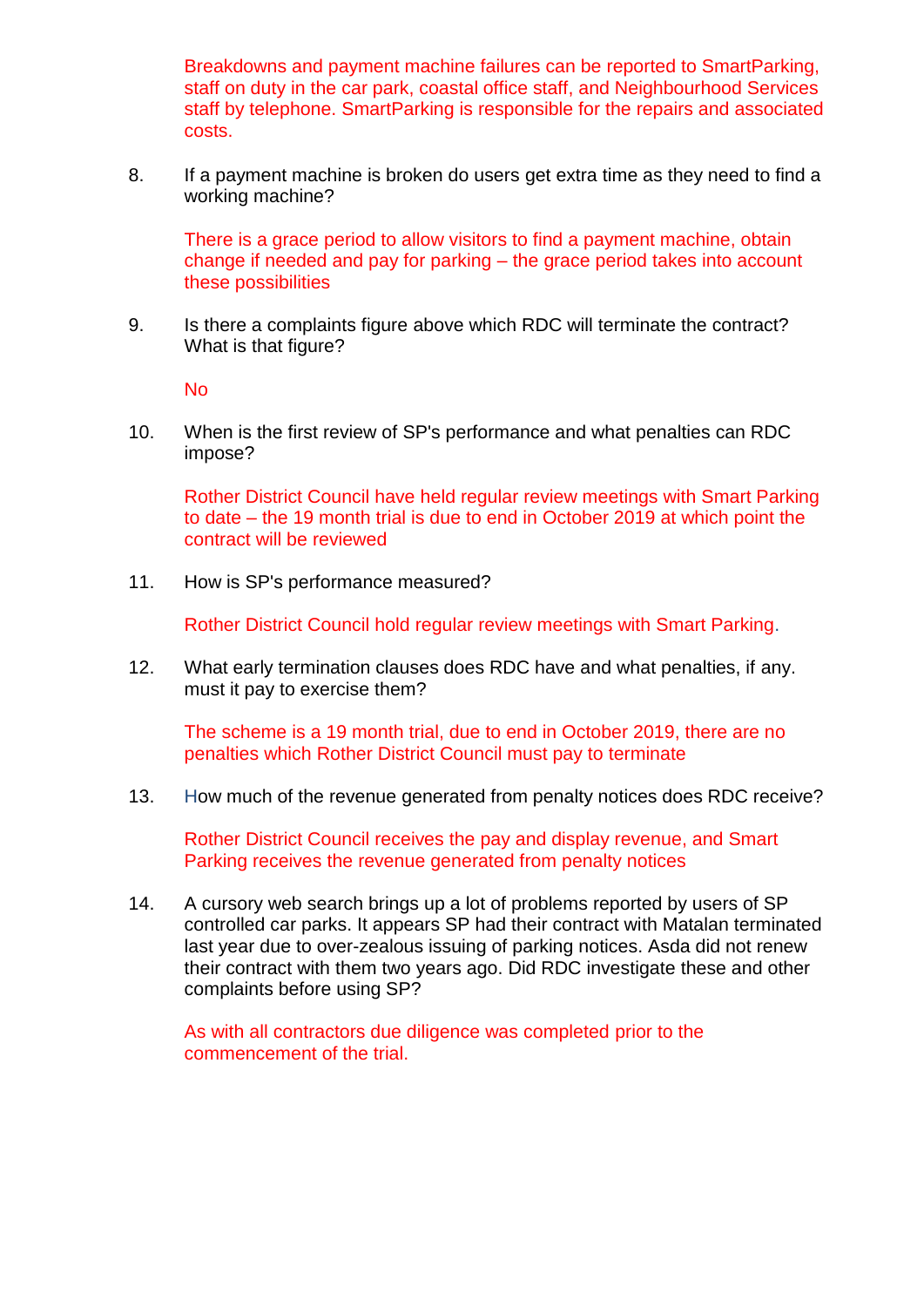Breakdowns and payment machine failures can be reported to SmartParking, staff on duty in the car park, coastal office staff, and Neighbourhood Services staff by telephone. SmartParking is responsible for the repairs and associated costs.

8. If a payment machine is broken do users get extra time as they need to find a working machine?

   There is a grace period to allow visitors to find a payment machine, obtain change if needed and pay for parking – the grace period takes into account these possibilities

9. Is there a complaints figure above which RDC will terminate the contract? What is that figure?

   No

10. When is the first review of SP's performance and what penalties can RDC impose?

    Rother District Council have held regular review meetings with Smart Parking to date – the 19 month trial is due to end in October 2019 at which point the contract will be reviewed

11. How is SP's performance measured?

    Rother District Council hold regular review meetings with Smart Parking.

12. What early termination clauses does RDC have and what penalties, if any. must it pay to exercise them?

    The scheme is a 19 month trial, due to end in October 2019, there are no penalties which Rother District Council must pay to terminate

13. How much of the revenue generated from penalty notices does RDC receive?

    Rother District Council receives the pay and display revenue, and Smart Parking receives the revenue generated from penalty notices

14. A cursory web search brings up a lot of problems reported by users of SP controlled car parks. It appears SP had their contract with Matalan terminated last year due to over-zealous issuing of parking notices. Asda did not renew their contract with them two years ago. Did RDC investigate these and other complaints before using SP?

    As with all contractors due diligence was completed prior to the commencement of the trial.